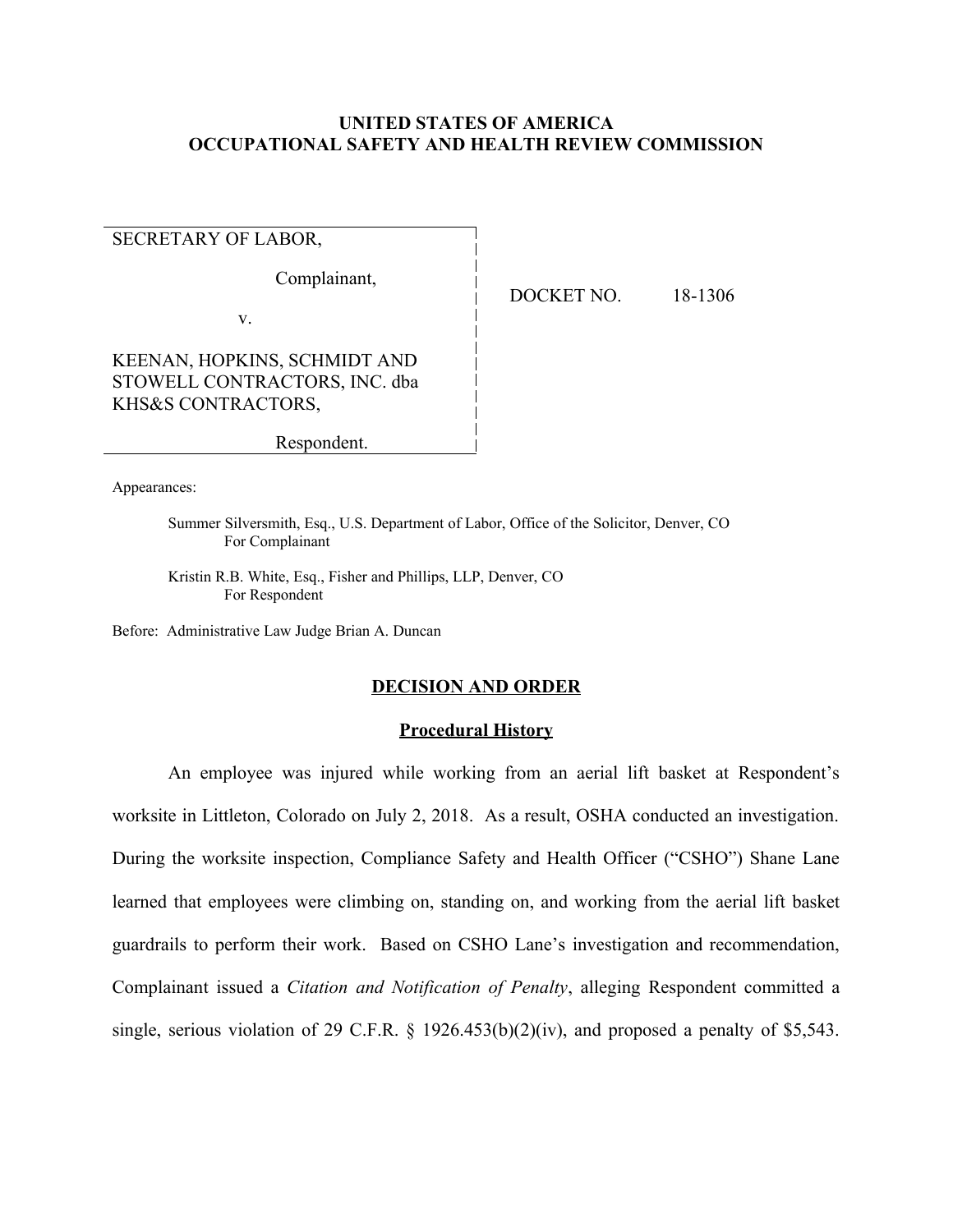**UNITED STATES OF AMERICA**
**OCCUPATIONAL SAFETY AND HEALTH REVIEW COMMISSION**

| | |
|---|---|
| SECRETARY OF LABOR,<br><br>Complainant,<br><br>v.<br><br>KEENAN, HOPKINS, SCHMIDT AND STOWELL CONTRACTORS, INC. dba KHS&S CONTRACTORS,<br><br>Respondent. | DOCKET NO. 18-1306 |

Appearances:

Summer Silversmith, Esq., U.S. Department of Labor, Office of the Solicitor, Denver, CO
For Complainant

Kristin R.B. White, Esq., Fisher and Phillips, LLP, Denver, CO
For Respondent

Before: Administrative Law Judge Brian A. Duncan

## DECISION AND ORDER

### Procedural History

An employee was injured while working from an aerial lift basket at Respondent's worksite in Littleton, Colorado on July 2, 2018. As a result, OSHA conducted an investigation. During the worksite inspection, Compliance Safety and Health Officer ("CSHO") Shane Lane learned that employees were climbing on, standing on, and working from the aerial lift basket guardrails to perform their work. Based on CSHO Lane's investigation and recommendation, Complainant issued a *Citation and Notification of Penalty*, alleging Respondent committed a single, serious violation of 29 C.F.R. § 1926.453(b)(2)(iv), and proposed a penalty of $5,543.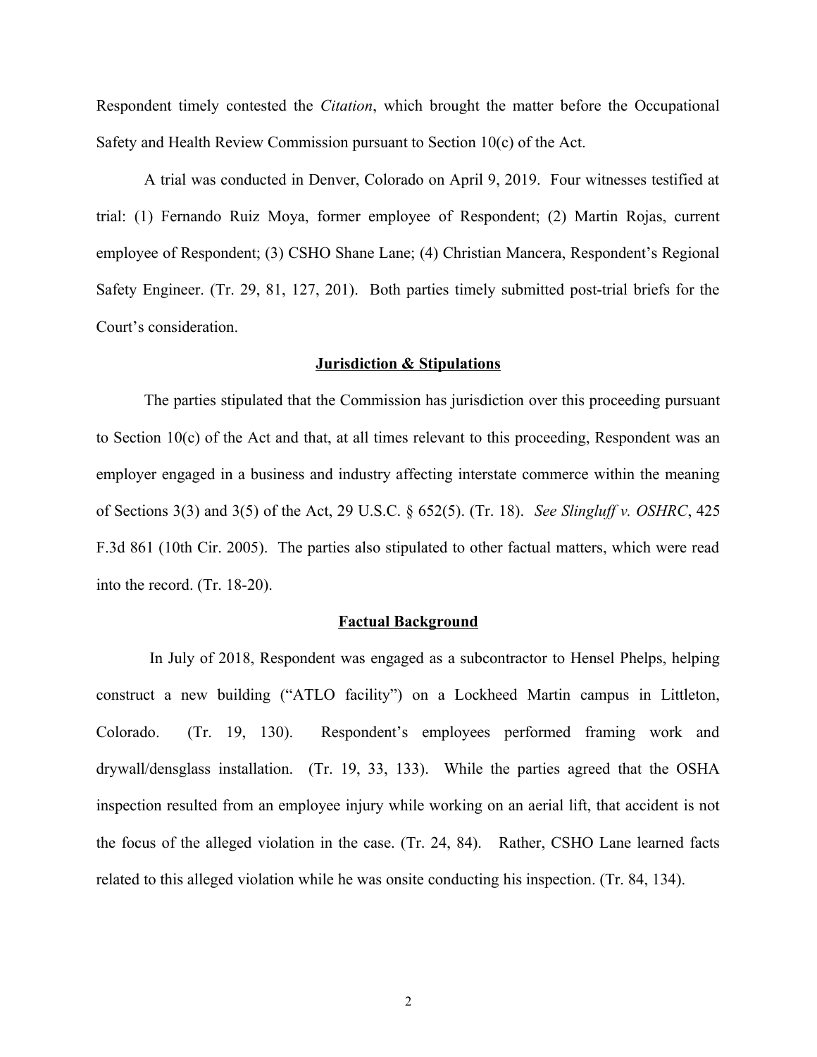Respondent timely contested the *Citation*, which brought the matter before the Occupational Safety and Health Review Commission pursuant to Section 10(c) of the Act.

A trial was conducted in Denver, Colorado on April 9, 2019. Four witnesses testified at trial: (1) Fernando Ruiz Moya, former employee of Respondent; (2) Martin Rojas, current employee of Respondent; (3) CSHO Shane Lane; (4) Christian Mancera, Respondent's Regional Safety Engineer. (Tr. 29, 81, 127, 201). Both parties timely submitted post-trial briefs for the Court's consideration.

## Jurisdiction & Stipulations

The parties stipulated that the Commission has jurisdiction over this proceeding pursuant to Section 10(c) of the Act and that, at all times relevant to this proceeding, Respondent was an employer engaged in a business and industry affecting interstate commerce within the meaning of Sections 3(3) and 3(5) of the Act, 29 U.S.C. § 652(5). (Tr. 18). *See Slingluff v. OSHRC*, 425 F.3d 861 (10th Cir. 2005). The parties also stipulated to other factual matters, which were read into the record. (Tr. 18-20).

## Factual Background

In July of 2018, Respondent was engaged as a subcontractor to Hensel Phelps, helping construct a new building ("ATLO facility") on a Lockheed Martin campus in Littleton, Colorado. (Tr. 19, 130). Respondent's employees performed framing work and drywall/densglass installation. (Tr. 19, 33, 133). While the parties agreed that the OSHA inspection resulted from an employee injury while working on an aerial lift, that accident is not the focus of the alleged violation in the case. (Tr. 24, 84). Rather, CSHO Lane learned facts related to this alleged violation while he was onsite conducting his inspection. (Tr. 84, 134).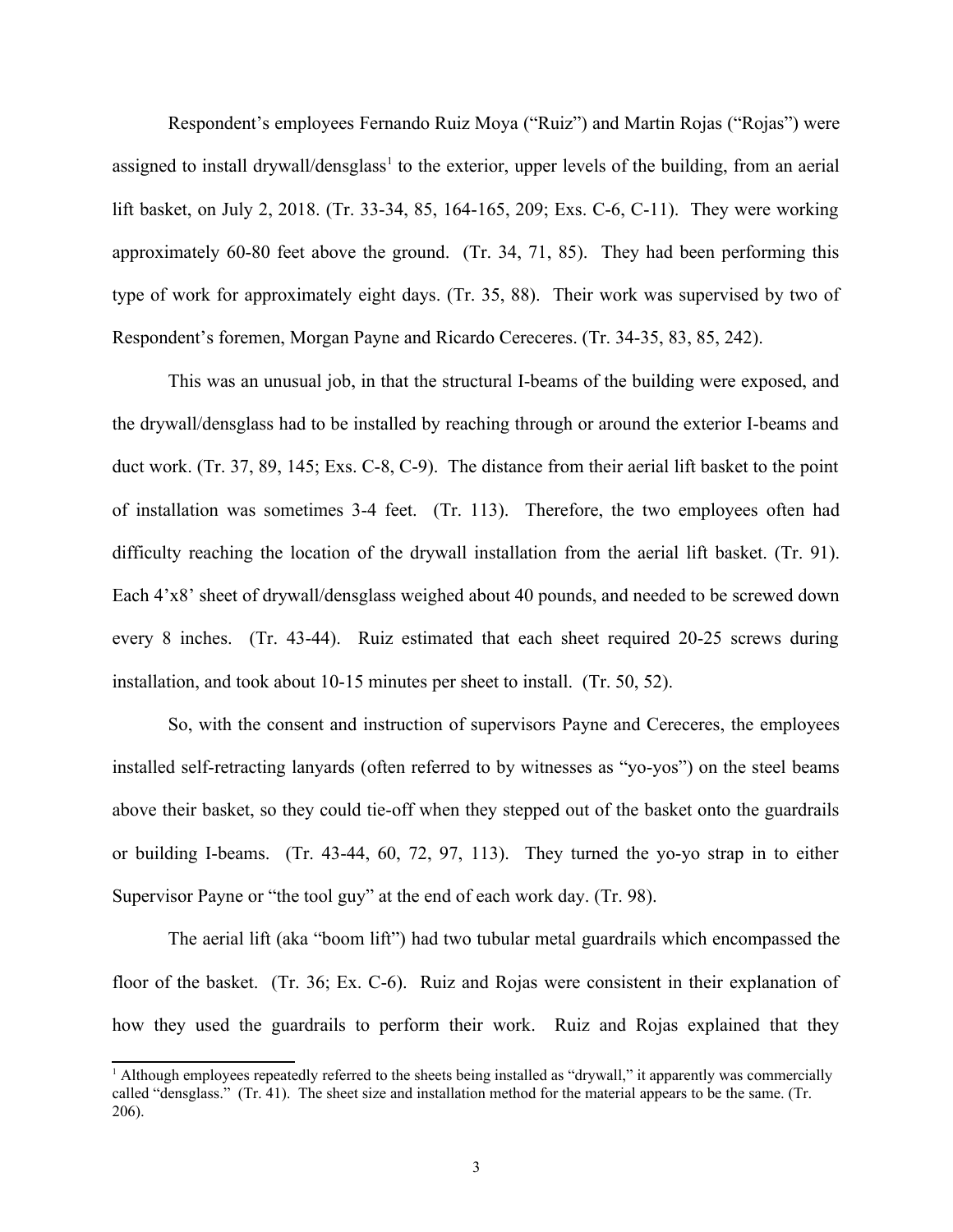Respondent's employees Fernando Ruiz Moya ("Ruiz") and Martin Rojas ("Rojas") were assigned to install drywall/densglass[1] to the exterior, upper levels of the building, from an aerial lift basket, on July 2, 2018. (Tr. 33-34, 85, 164-165, 209; Exs. C-6, C-11). They were working approximately 60-80 feet above the ground. (Tr. 34, 71, 85). They had been performing this type of work for approximately eight days. (Tr. 35, 88). Their work was supervised by two of Respondent's foremen, Morgan Payne and Ricardo Cereceres. (Tr. 34-35, 83, 85, 242).

This was an unusual job, in that the structural I-beams of the building were exposed, and the drywall/densglass had to be installed by reaching through or around the exterior I-beams and duct work. (Tr. 37, 89, 145; Exs. C-8, C-9). The distance from their aerial lift basket to the point of installation was sometimes 3-4 feet. (Tr. 113). Therefore, the two employees often had difficulty reaching the location of the drywall installation from the aerial lift basket. (Tr. 91). Each 4'x8' sheet of drywall/densglass weighed about 40 pounds, and needed to be screwed down every 8 inches. (Tr. 43-44). Ruiz estimated that each sheet required 20-25 screws during installation, and took about 10-15 minutes per sheet to install. (Tr. 50, 52).

So, with the consent and instruction of supervisors Payne and Cereceres, the employees installed self-retracting lanyards (often referred to by witnesses as "yo-yos") on the steel beams above their basket, so they could tie-off when they stepped out of the basket onto the guardrails or building I-beams. (Tr. 43-44, 60, 72, 97, 113). They turned the yo-yo strap in to either Supervisor Payne or "the tool guy" at the end of each work day. (Tr. 98).

The aerial lift (aka "boom lift") had two tubular metal guardrails which encompassed the floor of the basket. (Tr. 36; Ex. C-6). Ruiz and Rojas were consistent in their explanation of how they used the guardrails to perform their work. Ruiz and Rojas explained that they

[1] Although employees repeatedly referred to the sheets being installed as "drywall," it apparently was commercially called "densglass." (Tr. 41). The sheet size and installation method for the material appears to be the same. (Tr. 206).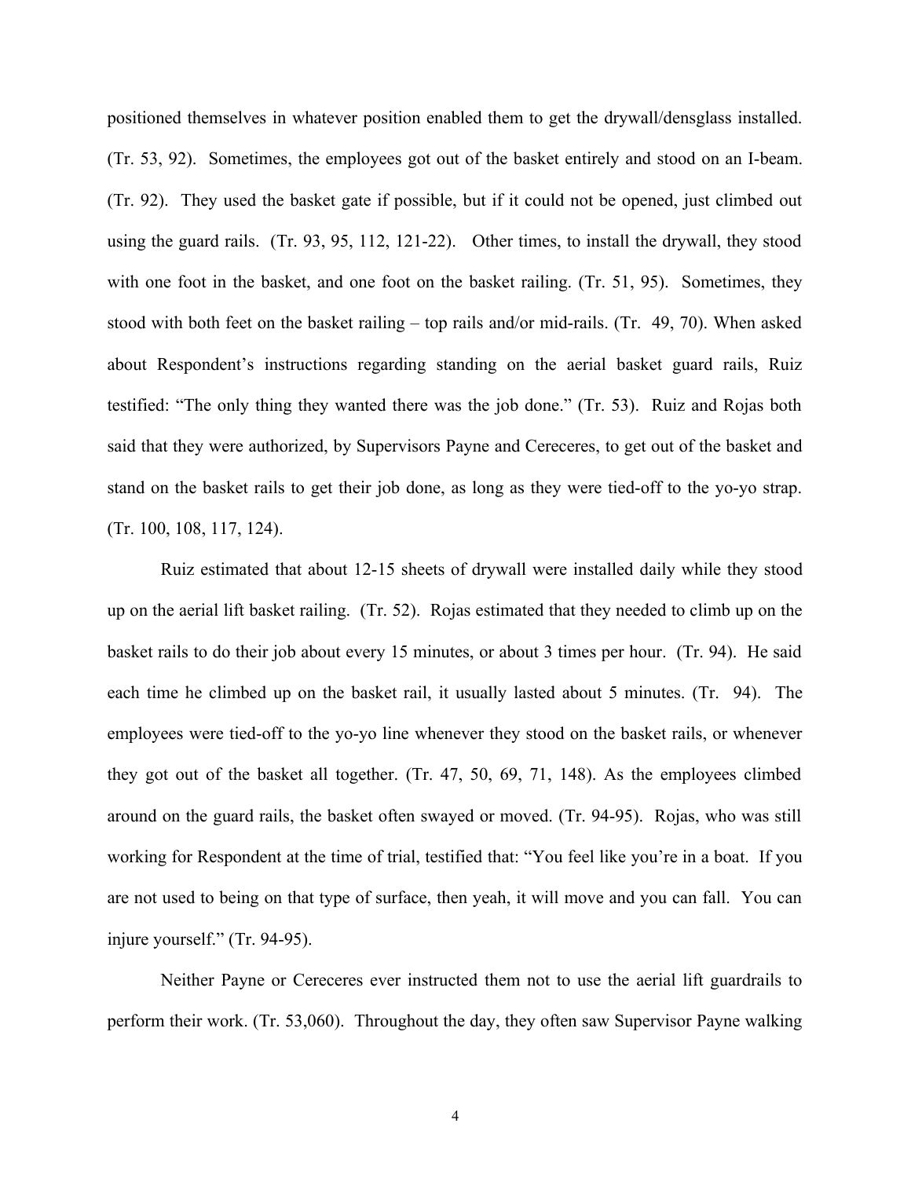positioned themselves in whatever position enabled them to get the drywall/densglass installed. (Tr. 53, 92). Sometimes, the employees got out of the basket entirely and stood on an I-beam. (Tr. 92). They used the basket gate if possible, but if it could not be opened, just climbed out using the guard rails. (Tr. 93, 95, 112, 121-22). Other times, to install the drywall, they stood with one foot in the basket, and one foot on the basket railing. (Tr. 51, 95). Sometimes, they stood with both feet on the basket railing – top rails and/or mid-rails. (Tr. 49, 70). When asked about Respondent's instructions regarding standing on the aerial basket guard rails, Ruiz testified: "The only thing they wanted there was the job done." (Tr. 53). Ruiz and Rojas both said that they were authorized, by Supervisors Payne and Cereceres, to get out of the basket and stand on the basket rails to get their job done, as long as they were tied-off to the yo-yo strap. (Tr. 100, 108, 117, 124).

Ruiz estimated that about 12-15 sheets of drywall were installed daily while they stood up on the aerial lift basket railing. (Tr. 52). Rojas estimated that they needed to climb up on the basket rails to do their job about every 15 minutes, or about 3 times per hour. (Tr. 94). He said each time he climbed up on the basket rail, it usually lasted about 5 minutes. (Tr. 94). The employees were tied-off to the yo-yo line whenever they stood on the basket rails, or whenever they got out of the basket all together. (Tr. 47, 50, 69, 71, 148). As the employees climbed around on the guard rails, the basket often swayed or moved. (Tr. 94-95). Rojas, who was still working for Respondent at the time of trial, testified that: "You feel like you're in a boat. If you are not used to being on that type of surface, then yeah, it will move and you can fall. You can injure yourself." (Tr. 94-95).

Neither Payne or Cereceres ever instructed them not to use the aerial lift guardrails to perform their work. (Tr. 53,060). Throughout the day, they often saw Supervisor Payne walking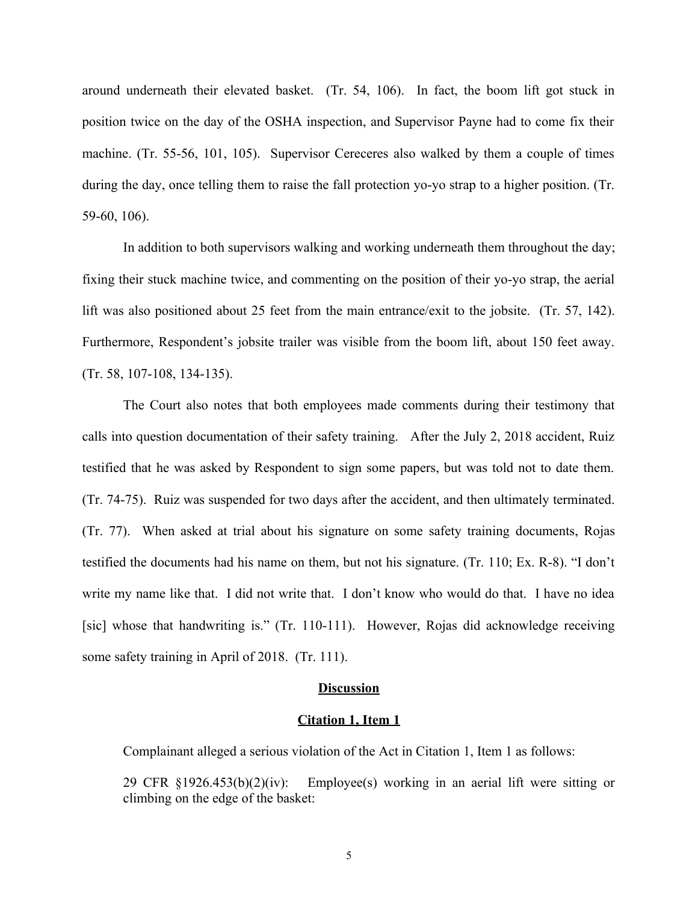around underneath their elevated basket. (Tr. 54, 106). In fact, the boom lift got stuck in position twice on the day of the OSHA inspection, and Supervisor Payne had to come fix their machine. (Tr. 55-56, 101, 105). Supervisor Cereceres also walked by them a couple of times during the day, once telling them to raise the fall protection yo-yo strap to a higher position. (Tr. 59-60, 106).

In addition to both supervisors walking and working underneath them throughout the day; fixing their stuck machine twice, and commenting on the position of their yo-yo strap, the aerial lift was also positioned about 25 feet from the main entrance/exit to the jobsite. (Tr. 57, 142). Furthermore, Respondent's jobsite trailer was visible from the boom lift, about 150 feet away. (Tr. 58, 107-108, 134-135).

The Court also notes that both employees made comments during their testimony that calls into question documentation of their safety training. After the July 2, 2018 accident, Ruiz testified that he was asked by Respondent to sign some papers, but was told not to date them. (Tr. 74-75). Ruiz was suspended for two days after the accident, and then ultimately terminated. (Tr. 77). When asked at trial about his signature on some safety training documents, Rojas testified the documents had his name on them, but not his signature. (Tr. 110; Ex. R-8). "I don't write my name like that. I did not write that. I don't know who would do that. I have no idea [sic] whose that handwriting is." (Tr. 110-111). However, Rojas did acknowledge receiving some safety training in April of 2018. (Tr. 111).

## Discussion

### Citation 1, Item 1

Complainant alleged a serious violation of the Act in Citation 1, Item 1 as follows:

> 29 CFR §1926.453(b)(2)(iv): Employee(s) working in an aerial lift were sitting or climbing on the edge of the basket: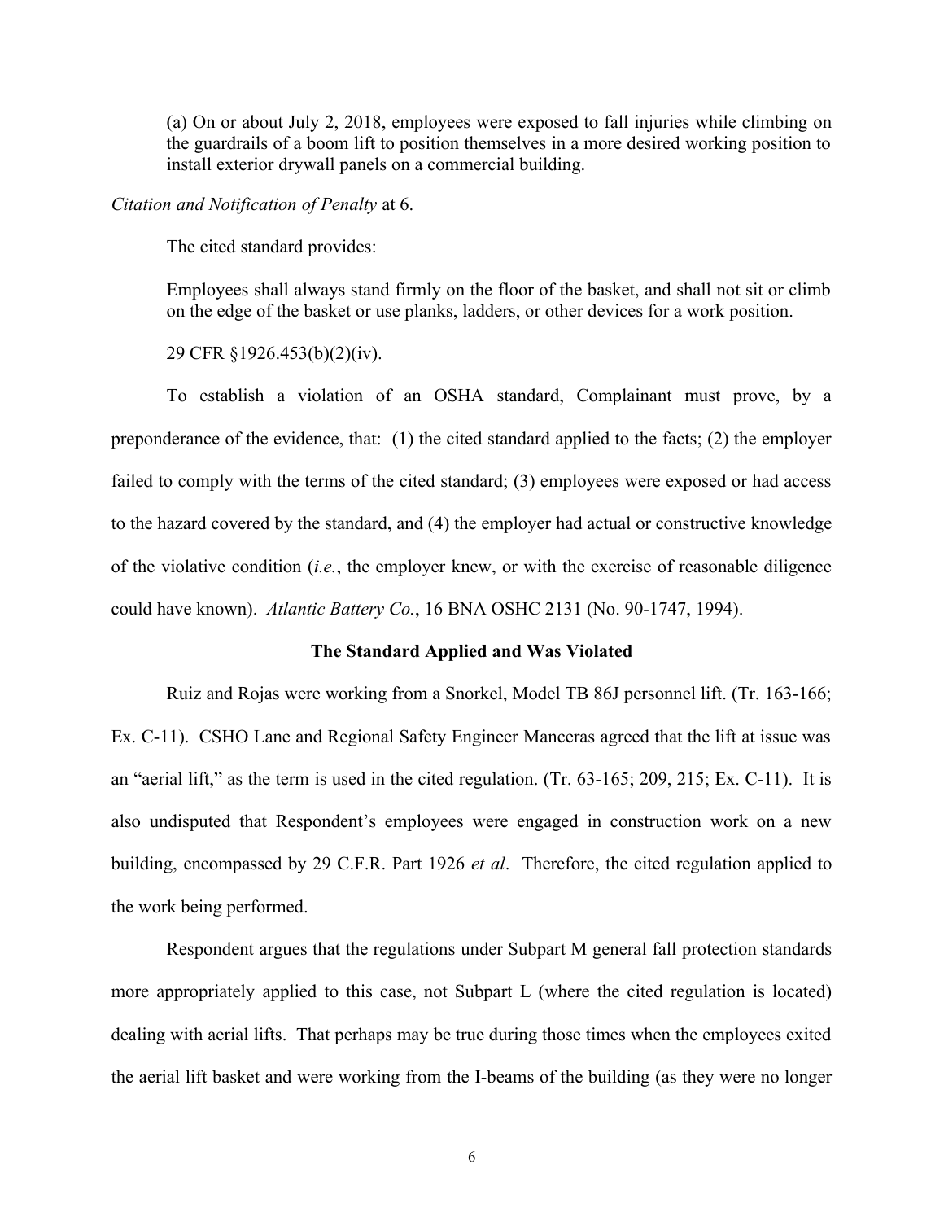(a) On or about July 2, 2018, employees were exposed to fall injuries while climbing on the guardrails of a boom lift to position themselves in a more desired working position to install exterior drywall panels on a commercial building.

*Citation and Notification of Penalty* at 6.

The cited standard provides:

Employees shall always stand firmly on the floor of the basket, and shall not sit or climb on the edge of the basket or use planks, ladders, or other devices for a work position.

29 CFR §1926.453(b)(2)(iv).

To establish a violation of an OSHA standard, Complainant must prove, by a preponderance of the evidence, that: (1) the cited standard applied to the facts; (2) the employer failed to comply with the terms of the cited standard; (3) employees were exposed or had access to the hazard covered by the standard, and (4) the employer had actual or constructive knowledge of the violative condition (*i.e.*, the employer knew, or with the exercise of reasonable diligence could have known). *Atlantic Battery Co.*, 16 BNA OSHC 2131 (No. 90-1747, 1994).

**The Standard Applied and Was Violated**

Ruiz and Rojas were working from a Snorkel, Model TB 86J personnel lift. (Tr. 163-166; Ex. C-11). CSHO Lane and Regional Safety Engineer Manceras agreed that the lift at issue was an "aerial lift," as the term is used in the cited regulation. (Tr. 63-165; 209, 215; Ex. C-11). It is also undisputed that Respondent's employees were engaged in construction work on a new building, encompassed by 29 C.F.R. Part 1926 *et al*. Therefore, the cited regulation applied to the work being performed.

Respondent argues that the regulations under Subpart M general fall protection standards more appropriately applied to this case, not Subpart L (where the cited regulation is located) dealing with aerial lifts. That perhaps may be true during those times when the employees exited the aerial lift basket and were working from the I-beams of the building (as they were no longer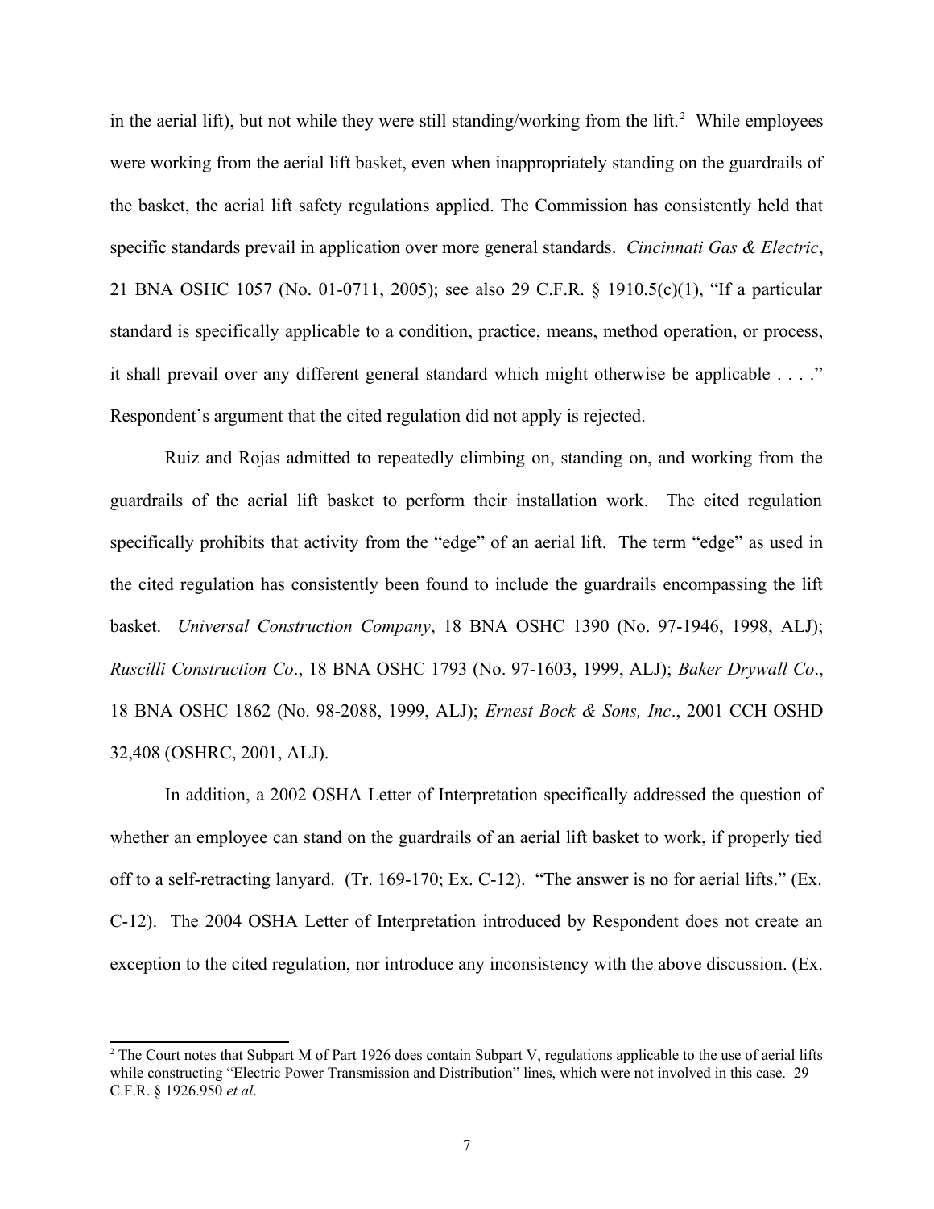in the aerial lift), but not while they were still standing/working from the lift.[2] While employees were working from the aerial lift basket, even when inappropriately standing on the guardrails of the basket, the aerial lift safety regulations applied. The Commission has consistently held that specific standards prevail in application over more general standards. *Cincinnati Gas & Electric*, 21 BNA OSHC 1057 (No. 01-0711, 2005); see also 29 C.F.R. § 1910.5(c)(1), "If a particular standard is specifically applicable to a condition, practice, means, method operation, or process, it shall prevail over any different general standard which might otherwise be applicable . . . ." Respondent's argument that the cited regulation did not apply is rejected.

Ruiz and Rojas admitted to repeatedly climbing on, standing on, and working from the guardrails of the aerial lift basket to perform their installation work. The cited regulation specifically prohibits that activity from the "edge" of an aerial lift. The term "edge" as used in the cited regulation has consistently been found to include the guardrails encompassing the lift basket. *Universal Construction Company*, 18 BNA OSHC 1390 (No. 97-1946, 1998, ALJ); *Ruscilli Construction Co*., 18 BNA OSHC 1793 (No. 97-1603, 1999, ALJ); *Baker Drywall Co*., 18 BNA OSHC 1862 (No. 98-2088, 1999, ALJ); *Ernest Bock & Sons, Inc*., 2001 CCH OSHD 32,408 (OSHRC, 2001, ALJ).

In addition, a 2002 OSHA Letter of Interpretation specifically addressed the question of whether an employee can stand on the guardrails of an aerial lift basket to work, if properly tied off to a self-retracting lanyard. (Tr. 169-170; Ex. C-12). "The answer is no for aerial lifts." (Ex. C-12). The 2004 OSHA Letter of Interpretation introduced by Respondent does not create an exception to the cited regulation, nor introduce any inconsistency with the above discussion. (Ex.

---

[2] The Court notes that Subpart M of Part 1926 does contain Subpart V, regulations applicable to the use of aerial lifts while constructing "Electric Power Transmission and Distribution" lines, which were not involved in this case. 29 C.F.R. § 1926.950 *et al*.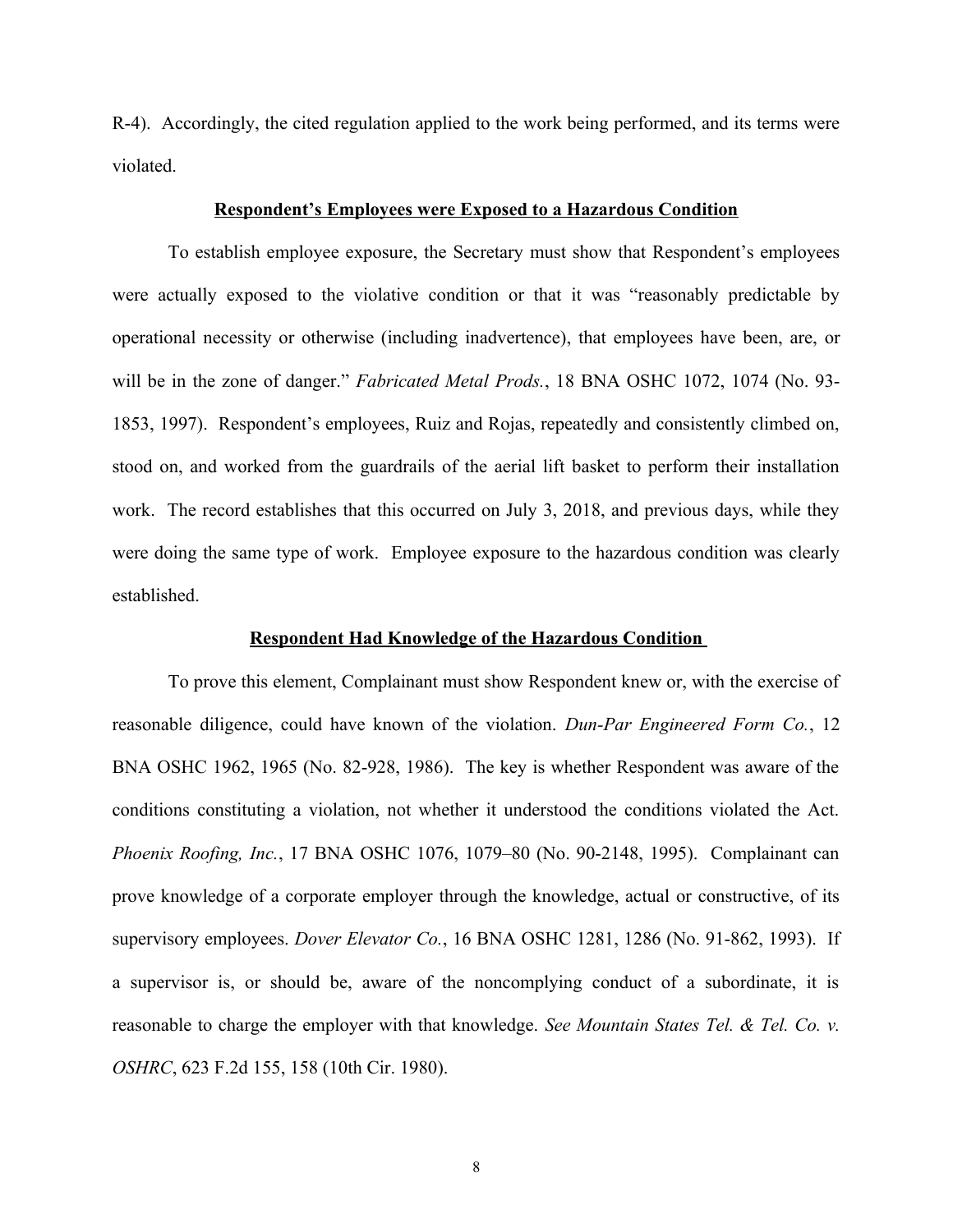R-4). Accordingly, the cited regulation applied to the work being performed, and its terms were violated.

### **Respondent's Employees were Exposed to a Hazardous Condition**

To establish employee exposure, the Secretary must show that Respondent's employees were actually exposed to the violative condition or that it was "reasonably predictable by operational necessity or otherwise (including inadvertence), that employees have been, are, or will be in the zone of danger." *Fabricated Metal Prods.*, 18 BNA OSHC 1072, 1074 (No. 93-1853, 1997). Respondent's employees, Ruiz and Rojas, repeatedly and consistently climbed on, stood on, and worked from the guardrails of the aerial lift basket to perform their installation work. The record establishes that this occurred on July 3, 2018, and previous days, while they were doing the same type of work. Employee exposure to the hazardous condition was clearly established.

### **Respondent Had Knowledge of the Hazardous Condition**

To prove this element, Complainant must show Respondent knew or, with the exercise of reasonable diligence, could have known of the violation. *Dun-Par Engineered Form Co.*, 12 BNA OSHC 1962, 1965 (No. 82-928, 1986). The key is whether Respondent was aware of the conditions constituting a violation, not whether it understood the conditions violated the Act. *Phoenix Roofing, Inc.*, 17 BNA OSHC 1076, 1079–80 (No. 90-2148, 1995). Complainant can prove knowledge of a corporate employer through the knowledge, actual or constructive, of its supervisory employees. *Dover Elevator Co.*, 16 BNA OSHC 1281, 1286 (No. 91-862, 1993). If a supervisor is, or should be, aware of the noncomplying conduct of a subordinate, it is reasonable to charge the employer with that knowledge. *See Mountain States Tel. & Tel. Co. v. OSHRC*, 623 F.2d 155, 158 (10th Cir. 1980).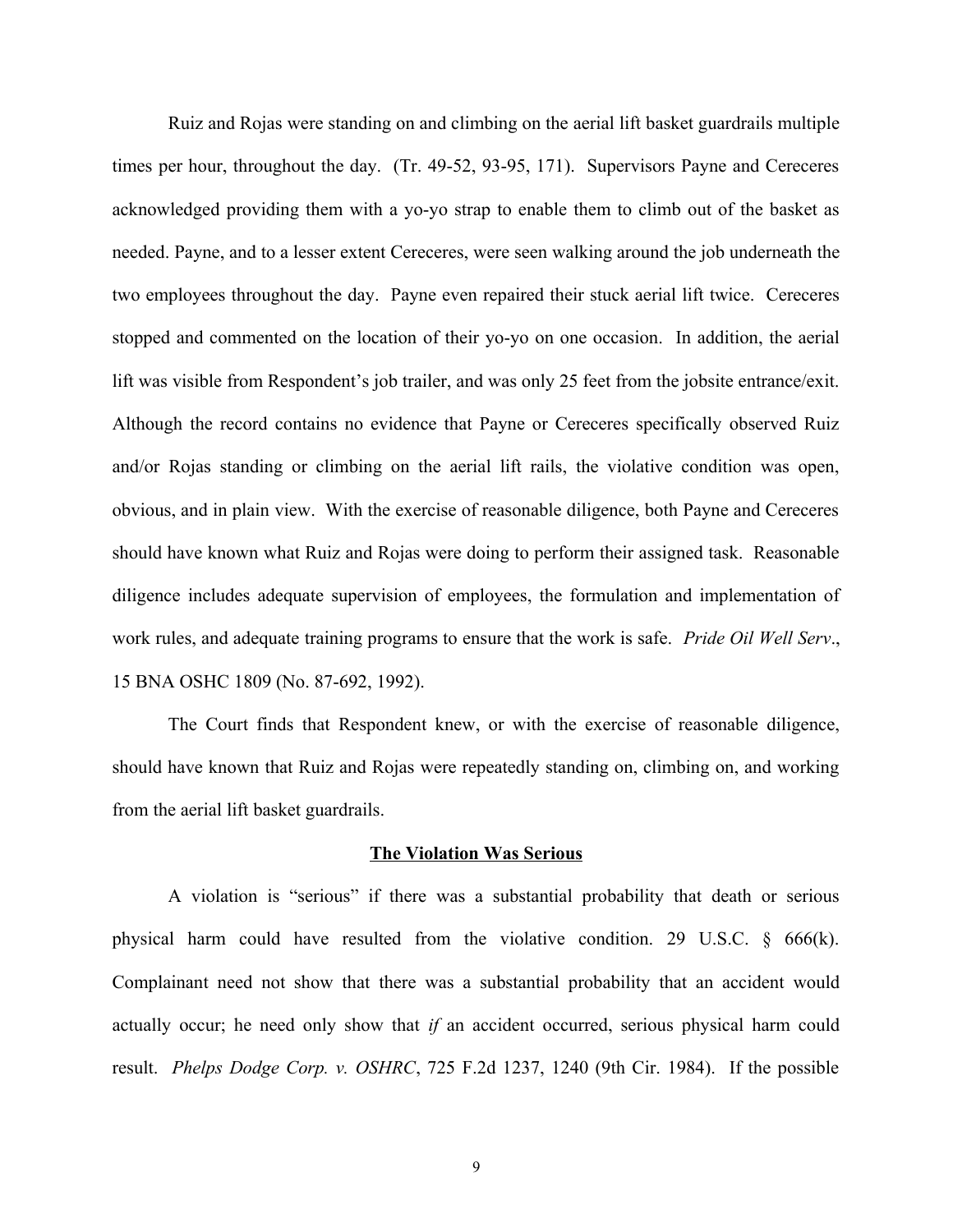Ruiz and Rojas were standing on and climbing on the aerial lift basket guardrails multiple times per hour, throughout the day. (Tr. 49-52, 93-95, 171). Supervisors Payne and Cereceres acknowledged providing them with a yo-yo strap to enable them to climb out of the basket as needed. Payne, and to a lesser extent Cereceres, were seen walking around the job underneath the two employees throughout the day. Payne even repaired their stuck aerial lift twice. Cereceres stopped and commented on the location of their yo-yo on one occasion. In addition, the aerial lift was visible from Respondent's job trailer, and was only 25 feet from the jobsite entrance/exit. Although the record contains no evidence that Payne or Cereceres specifically observed Ruiz and/or Rojas standing or climbing on the aerial lift rails, the violative condition was open, obvious, and in plain view. With the exercise of reasonable diligence, both Payne and Cereceres should have known what Ruiz and Rojas were doing to perform their assigned task. Reasonable diligence includes adequate supervision of employees, the formulation and implementation of work rules, and adequate training programs to ensure that the work is safe. *Pride Oil Well Serv*., 15 BNA OSHC 1809 (No. 87-692, 1992).

The Court finds that Respondent knew, or with the exercise of reasonable diligence, should have known that Ruiz and Rojas were repeatedly standing on, climbing on, and working from the aerial lift basket guardrails.

**The Violation Was Serious**

A violation is "serious" if there was a substantial probability that death or serious physical harm could have resulted from the violative condition. 29 U.S.C. § 666(k). Complainant need not show that there was a substantial probability that an accident would actually occur; he need only show that *if* an accident occurred, serious physical harm could result. *Phelps Dodge Corp. v. OSHRC*, 725 F.2d 1237, 1240 (9th Cir. 1984). If the possible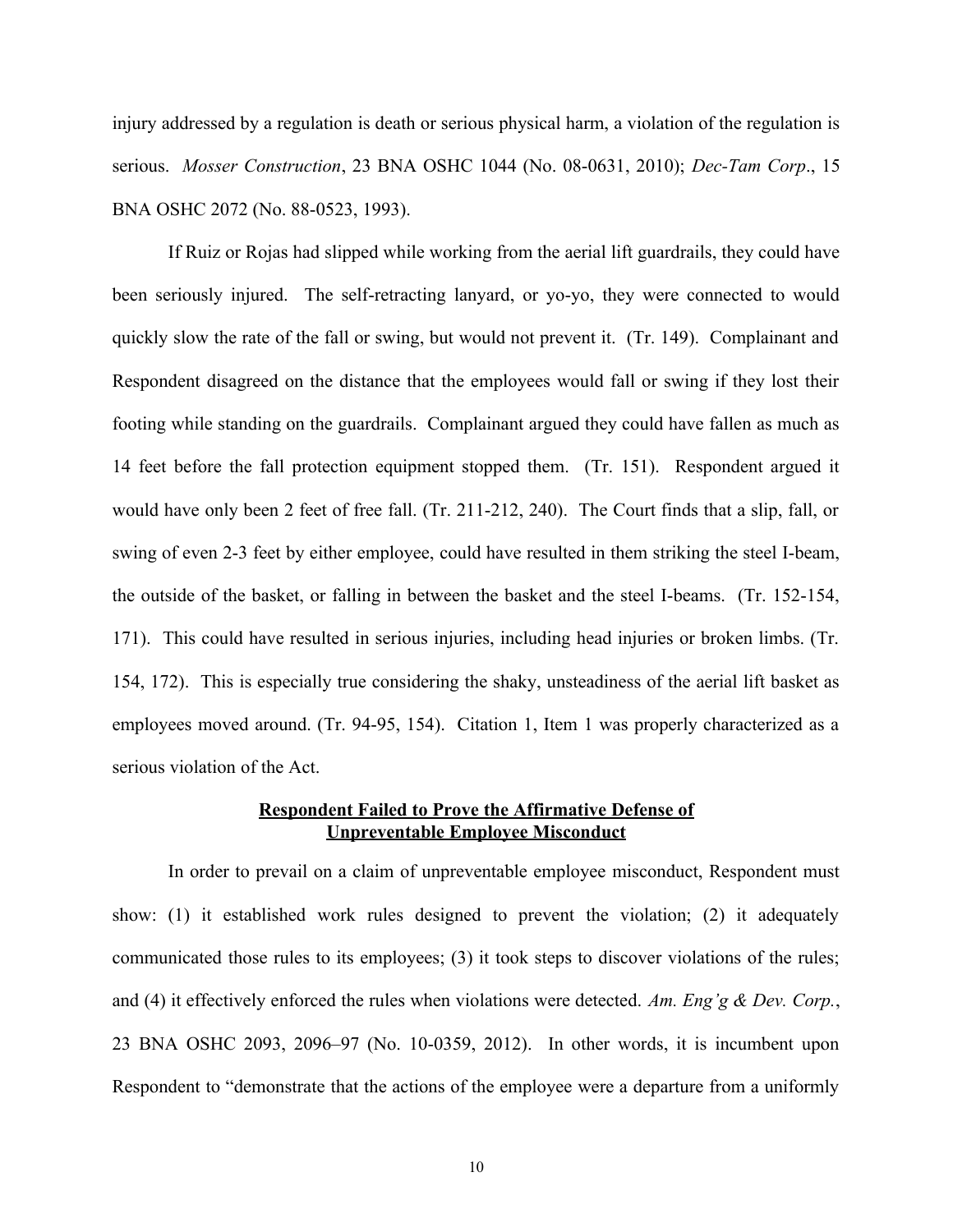injury addressed by a regulation is death or serious physical harm, a violation of the regulation is serious. *Mosser Construction*, 23 BNA OSHC 1044 (No. 08-0631, 2010); *Dec-Tam Corp*., 15 BNA OSHC 2072 (No. 88-0523, 1993).

If Ruiz or Rojas had slipped while working from the aerial lift guardrails, they could have been seriously injured. The self-retracting lanyard, or yo-yo, they were connected to would quickly slow the rate of the fall or swing, but would not prevent it. (Tr. 149). Complainant and Respondent disagreed on the distance that the employees would fall or swing if they lost their footing while standing on the guardrails. Complainant argued they could have fallen as much as 14 feet before the fall protection equipment stopped them. (Tr. 151). Respondent argued it would have only been 2 feet of free fall. (Tr. 211-212, 240). The Court finds that a slip, fall, or swing of even 2-3 feet by either employee, could have resulted in them striking the steel I-beam, the outside of the basket, or falling in between the basket and the steel I-beams. (Tr. 152-154, 171). This could have resulted in serious injuries, including head injuries or broken limbs. (Tr. 154, 172). This is especially true considering the shaky, unsteadiness of the aerial lift basket as employees moved around. (Tr. 94-95, 154). Citation 1, Item 1 was properly characterized as a serious violation of the Act.

## Respondent Failed to Prove the Affirmative Defense of Unpreventable Employee Misconduct

In order to prevail on a claim of unpreventable employee misconduct, Respondent must show: (1) it established work rules designed to prevent the violation; (2) it adequately communicated those rules to its employees; (3) it took steps to discover violations of the rules; and (4) it effectively enforced the rules when violations were detected. *Am. Eng'g & Dev. Corp.*, 23 BNA OSHC 2093, 2096–97 (No. 10-0359, 2012). In other words, it is incumbent upon Respondent to "demonstrate that the actions of the employee were a departure from a uniformly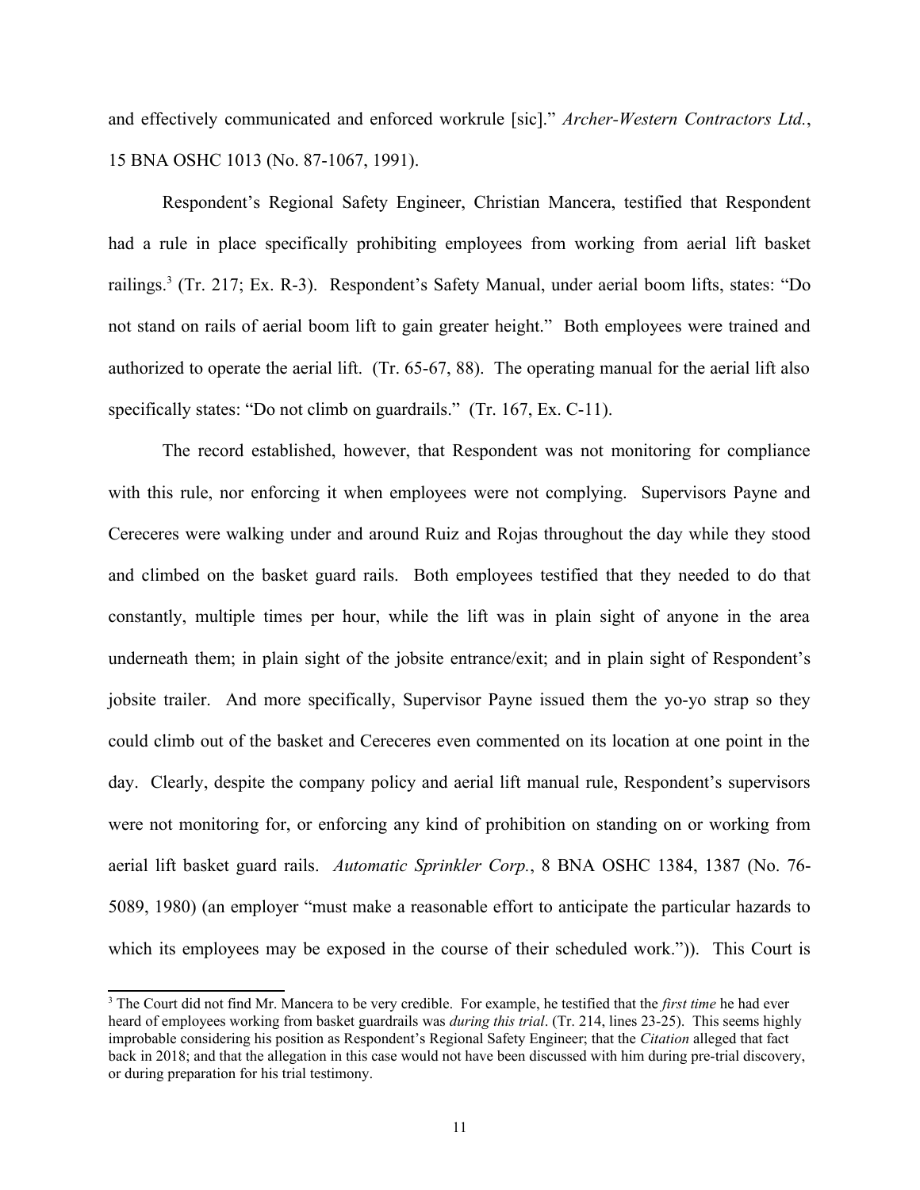and effectively communicated and enforced workrule [sic].” *Archer-Western Contractors Ltd.*, 15 BNA OSHC 1013 (No. 87-1067, 1991).

Respondent’s Regional Safety Engineer, Christian Mancera, testified that Respondent had a rule in place specifically prohibiting employees from working from aerial lift basket railings.[3] (Tr. 217; Ex. R-3). Respondent’s Safety Manual, under aerial boom lifts, states: “Do not stand on rails of aerial boom lift to gain greater height.” Both employees were trained and authorized to operate the aerial lift. (Tr. 65-67, 88). The operating manual for the aerial lift also specifically states: “Do not climb on guardrails.” (Tr. 167, Ex. C-11).

The record established, however, that Respondent was not monitoring for compliance with this rule, nor enforcing it when employees were not complying. Supervisors Payne and Cereceres were walking under and around Ruiz and Rojas throughout the day while they stood and climbed on the basket guard rails. Both employees testified that they needed to do that constantly, multiple times per hour, while the lift was in plain sight of anyone in the area underneath them; in plain sight of the jobsite entrance/exit; and in plain sight of Respondent’s jobsite trailer. And more specifically, Supervisor Payne issued them the yo-yo strap so they could climb out of the basket and Cereceres even commented on its location at one point in the day. Clearly, despite the company policy and aerial lift manual rule, Respondent’s supervisors were not monitoring for, or enforcing any kind of prohibition on standing on or working from aerial lift basket guard rails. *Automatic Sprinkler Corp.*, 8 BNA OSHC 1384, 1387 (No. 76-5089, 1980) (an employer “must make a reasonable effort to anticipate the particular hazards to which its employees may be exposed in the course of their scheduled work.”)). This Court is

[3] The Court did not find Mr. Mancera to be very credible. For example, he testified that the *first time* he had ever heard of employees working from basket guardrails was *during this trial*. (Tr. 214, lines 23-25). This seems highly improbable considering his position as Respondent’s Regional Safety Engineer; that the *Citation* alleged that fact back in 2018; and that the allegation in this case would not have been discussed with him during pre-trial discovery, or during preparation for his trial testimony.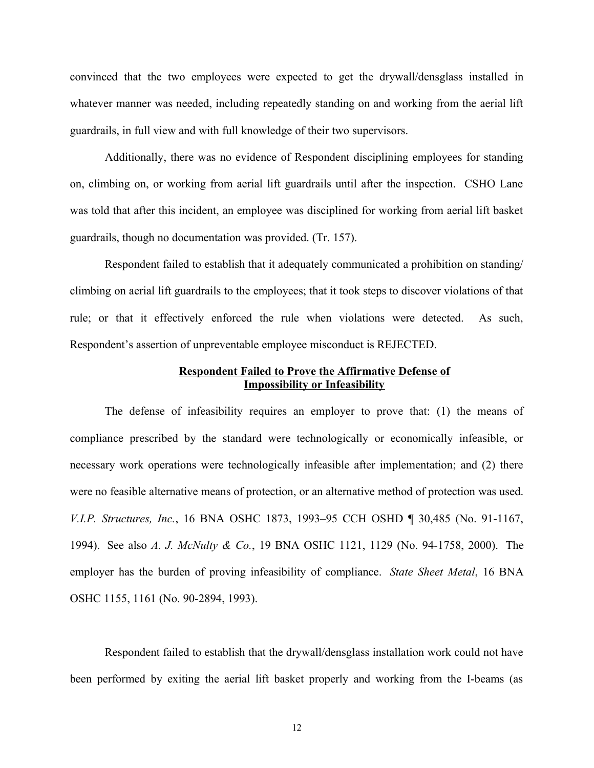convinced that the two employees were expected to get the drywall/densglass installed in whatever manner was needed, including repeatedly standing on and working from the aerial lift guardrails, in full view and with full knowledge of their two supervisors.

Additionally, there was no evidence of Respondent disciplining employees for standing on, climbing on, or working from aerial lift guardrails until after the inspection. CSHO Lane was told that after this incident, an employee was disciplined for working from aerial lift basket guardrails, though no documentation was provided. (Tr. 157).

Respondent failed to establish that it adequately communicated a prohibition on standing/ climbing on aerial lift guardrails to the employees; that it took steps to discover violations of that rule; or that it effectively enforced the rule when violations were detected. As such, Respondent's assertion of unpreventable employee misconduct is REJECTED.

**Respondent Failed to Prove the Affirmative Defense of Impossibility or Infeasibility**

The defense of infeasibility requires an employer to prove that: (1) the means of compliance prescribed by the standard were technologically or economically infeasible, or necessary work operations were technologically infeasible after implementation; and (2) there were no feasible alternative means of protection, or an alternative method of protection was used. *V.I.P. Structures, Inc.*, 16 BNA OSHC 1873, 1993–95 CCH OSHD ¶ 30,485 (No. 91-1167, 1994). See also *A. J. McNulty & Co.*, 19 BNA OSHC 1121, 1129 (No. 94-1758, 2000). The employer has the burden of proving infeasibility of compliance. *State Sheet Metal*, 16 BNA OSHC 1155, 1161 (No. 90-2894, 1993).

Respondent failed to establish that the drywall/densglass installation work could not have been performed by exiting the aerial lift basket properly and working from the I-beams (as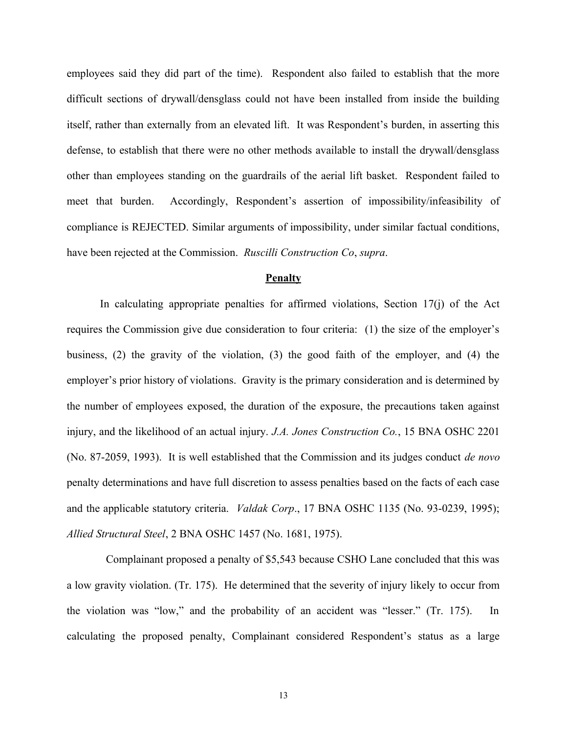employees said they did part of the time). Respondent also failed to establish that the more difficult sections of drywall/densglass could not have been installed from inside the building itself, rather than externally from an elevated lift. It was Respondent's burden, in asserting this defense, to establish that there were no other methods available to install the drywall/densglass other than employees standing on the guardrails of the aerial lift basket. Respondent failed to meet that burden. Accordingly, Respondent's assertion of impossibility/infeasibility of compliance is REJECTED. Similar arguments of impossibility, under similar factual conditions, have been rejected at the Commission. *Ruscilli Construction Co*, *supra*.

## **Penalty**

In calculating appropriate penalties for affirmed violations, Section 17(j) of the Act requires the Commission give due consideration to four criteria: (1) the size of the employer's business, (2) the gravity of the violation, (3) the good faith of the employer, and (4) the employer's prior history of violations. Gravity is the primary consideration and is determined by the number of employees exposed, the duration of the exposure, the precautions taken against injury, and the likelihood of an actual injury. *J.A. Jones Construction Co.*, 15 BNA OSHC 2201 (No. 87-2059, 1993). It is well established that the Commission and its judges conduct *de novo* penalty determinations and have full discretion to assess penalties based on the facts of each case and the applicable statutory criteria. *Valdak Corp*., 17 BNA OSHC 1135 (No. 93-0239, 1995); *Allied Structural Steel*, 2 BNA OSHC 1457 (No. 1681, 1975).

Complainant proposed a penalty of $5,543 because CSHO Lane concluded that this was a low gravity violation. (Tr. 175). He determined that the severity of injury likely to occur from the violation was "low," and the probability of an accident was "lesser." (Tr. 175). In calculating the proposed penalty, Complainant considered Respondent's status as a large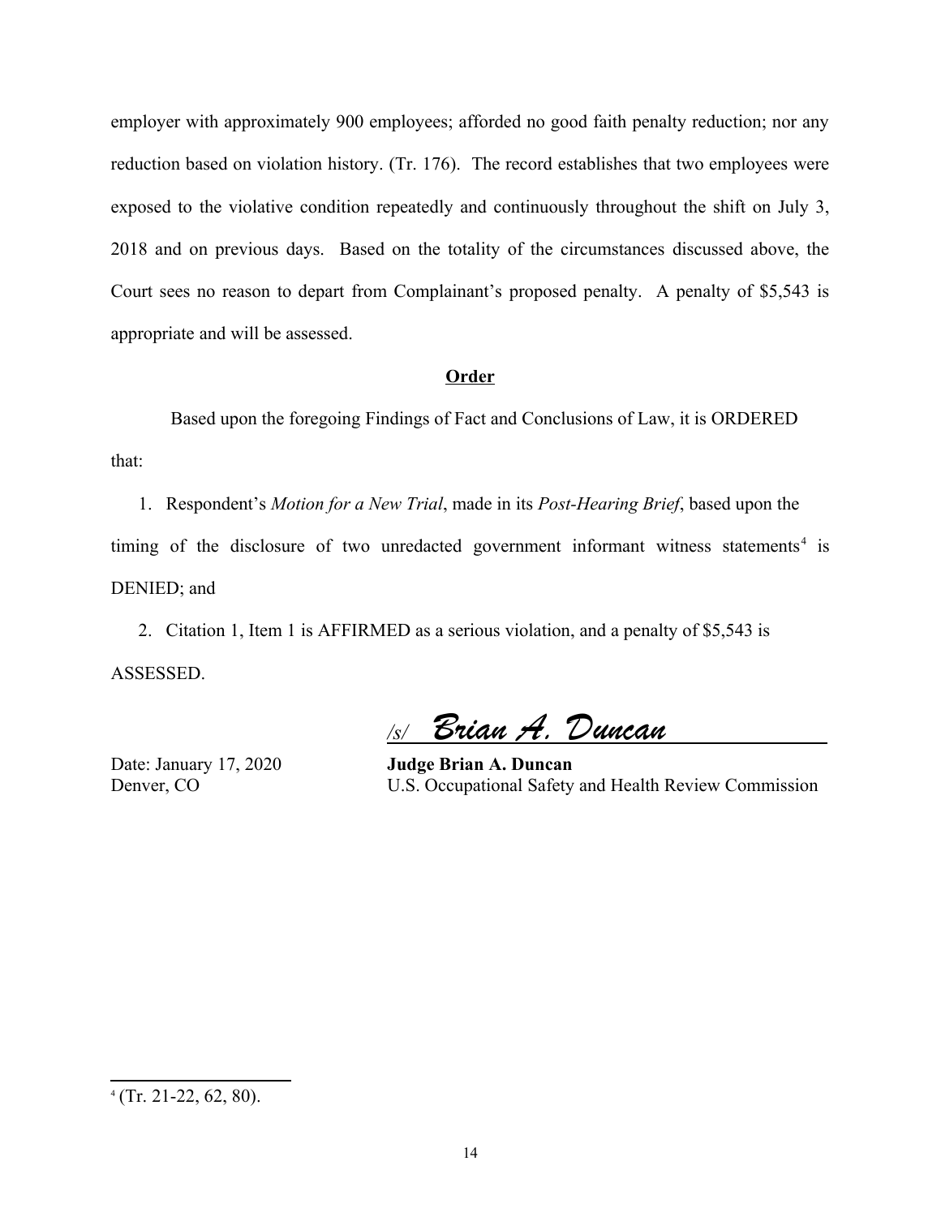employer with approximately 900 employees; afforded no good faith penalty reduction; nor any reduction based on violation history. (Tr. 176). The record establishes that two employees were exposed to the violative condition repeatedly and continuously throughout the shift on July 3, 2018 and on previous days. Based on the totality of the circumstances discussed above, the Court sees no reason to depart from Complainant's proposed penalty. A penalty of $5,543 is appropriate and will be assessed.

## **Order**

Based upon the foregoing Findings of Fact and Conclusions of Law, it is ORDERED that:

1. Respondent's *Motion for a New Trial*, made in its *Post-Hearing Brief*, based upon the timing of the disclosure of two unredacted government informant witness statements[4] is DENIED; and

2. Citation 1, Item 1 is AFFIRMED as a serious violation, and a penalty of $5,543 is ASSESSED.

/s/ *Brian A. Duncan*

Date: January 17, 2020
Denver, CO

**Judge Brian A. Duncan**
U.S. Occupational Safety and Health Review Commission

---

[4] (Tr. 21-22, 62, 80).